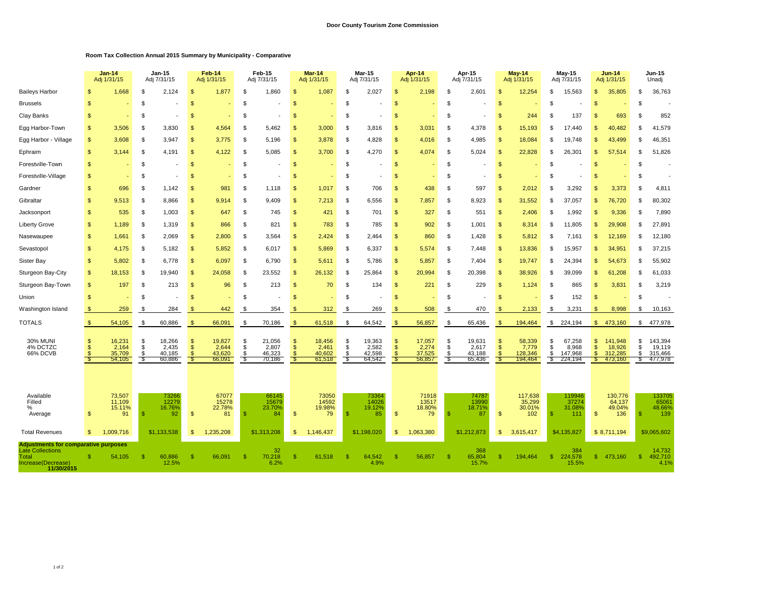**Door County Tourism Zone Commission**

**Room Tax Collection Annual 2015 Summary by Municipality - Comparative**

| | Jan-14 Adj 1/31/15 | Jan-15 Adj 7/31/15 | Feb-14 Adj 1/31/15 | Feb-15 Adj 7/31/15 | Mar-14 Adj 1/31/15 | Mar-15 Adj 7/31/15 | Apr-14 Adj 1/31/15 | Apr-15 Adj 7/31/15 | May-14 Adj 1/31/15 | May-15 Adj 7/31/15 | Jun-14 Adj 1/31/15 | Jun-15 Unadj |
|---|---|---|---|---|---|---|---|---|---|---|---|---|
| Baileys Harbor | $ 1,668 | $ 2,124 | $ 1,877 | $ 1,860 | $ 1,087 | $ 2,027 | $ 2,198 | $ 2,601 | $ 12,254 | $ 15,563 | $ 35,805 | $ 36,763 |
| Brussels | $ - | $ - | $ - | $ - | $ - | $ - | $ - | $ - | $ - | $ - | $ - | $ - |
| Clay Banks | $ - | $ - | $ - | $ - | $ - | $ - | $ - | $ - | $ 244 | $ 137 | $ 693 | $ 852 |
| Egg Harbor-Town | $ 3,506 | $ 3,830 | $ 4,564 | $ 5,462 | $ 3,000 | $ 3,816 | $ 3,031 | $ 4,378 | $ 15,193 | $ 17,440 | $ 40,482 | $ 41,579 |
| Egg Harbor - Village | $ 3,608 | $ 3,947 | $ 3,775 | $ 5,196 | $ 3,878 | $ 4,828 | $ 4,016 | $ 4,985 | $ 18,084 | $ 19,748 | $ 43,499 | $ 46,351 |
| Ephraim | $ 3,144 | $ 4,191 | $ 4,122 | $ 5,085 | $ 3,700 | $ 4,270 | $ 4,074 | $ 5,024 | $ 22,828 | $ 26,301 | $ 57,514 | $ 51,826 |
| Forestville-Town | $ - | $ - | $ - | $ - | $ - | $ - | $ - | $ - | $ - | $ - | $ - | $ - |
| Forestville-Village | $ - | $ - | $ - | $ - | $ - | $ - | $ - | $ - | $ - | $ - | $ - | $ - |
| Gardner | $ 696 | $ 1,142 | $ 981 | $ 1,118 | $ 1,017 | $ 706 | $ 438 | $ 597 | $ 2,012 | $ 3,292 | $ 3,373 | $ 4,811 |
| Gibraltar | $ 9,513 | $ 8,866 | $ 9,914 | $ 9,409 | $ 7,213 | $ 6,556 | $ 7,857 | $ 8,923 | $ 31,552 | $ 37,057 | $ 76,720 | $ 80,302 |
| Jacksonport | $ 535 | $ 1,003 | $ 647 | $ 745 | $ 421 | $ 701 | $ 327 | $ 551 | $ 2,406 | $ 1,992 | $ 9,336 | $ 7,890 |
| Liberty Grove | $ 1,189 | $ 1,319 | $ 866 | $ 821 | $ 783 | $ 785 | $ 902 | $ 1,001 | $ 8,314 | $ 11,805 | $ 29,908 | $ 27,891 |
| Nasewaupee | $ 1,661 | $ 2,069 | $ 2,800 | $ 3,564 | $ 2,424 | $ 2,464 | $ 860 | $ 1,428 | $ 5,812 | $ 7,161 | $ 12,169 | $ 12,180 |
| Sevastopol | $ 4,175 | $ 5,182 | $ 5,852 | $ 6,017 | $ 5,869 | $ 6,337 | $ 5,574 | $ 7,448 | $ 13,836 | $ 15,957 | $ 34,951 | $ 37,215 |
| Sister Bay | $ 5,802 | $ 6,778 | $ 6,097 | $ 6,790 | $ 5,611 | $ 5,786 | $ 5,857 | $ 7,404 | $ 19,747 | $ 24,394 | $ 54,673 | $ 55,902 |
| Sturgeon Bay-City | $ 18,153 | $ 19,940 | $ 24,058 | $ 23,552 | $ 26,132 | $ 25,864 | $ 20,994 | $ 20,398 | $ 38,926 | $ 39,099 | $ 61,208 | $ 61,033 |
| Sturgeon Bay-Town | $ 197 | $ 213 | $ 96 | $ 213 | $ 70 | $ 134 | $ 221 | $ 229 | $ 1,124 | $ 865 | $ 3,831 | $ 3,219 |
| Union | $ - | $ - | $ - | $ - | $ - | $ - | $ - | $ - | $ - | $ 152 | $ - | $ - |
| Washington Island | $ 259 | $ 284 | $ 442 | $ 354 | $ 312 | $ 269 | $ 508 | $ 470 | $ 2,133 | $ 3,231 | $ 8,998 | $ 10,163 |
| TOTALS | $ 54,105 | $ 60,886 | $ 66,091 | $ 70,186 | $ 61,518 | $ 64,542 | $ 56,857 | $ 65,436 | $ 194,464 | $ 224,194 | $ 473,160 | $ 477,978 |
| 30% MUNI | $ 16,231 | $ 18,266 | $ 19,827 | $ 21,056 | $ 18,456 | $ 19,363 | $ 17,057 | $ 19,631 | $ 58,339 | $ 67,258 | $ 141,948 | $ 143,394 |
| 4% DCTZC | $ 2,164 | $ 2,435 | $ 2,644 | $ 2,807 | $ 2,461 | $ 2,582 | $ 2,274 | $ 2,617 | $ 7,779 | $ 8,968 | $ 18,926 | $ 19,119 |
| 66% DCVB | $ 35,709 | $ 40,185 | $ 43,620 | $ 46,323 | $ 40,602 | $ 42,598 | $ 37,525 | $ 43,188 | $ 128,346 | $ 147,968 | $ 312,285 | $ 315,466 |
| | $ 54,105 | $ 60,886 | $ 66,091 | $ 70,186 | $ 61,518 | $ 64,542 | $ 56,857 | $ 65,436 | $ 194,464 | $ 224,194 | $ 473,160 | $ 477,978 |
| Available | 73,507 | 73266 | 67077 | 66145 | 73050 | 73364 | 71918 | 74787 | 117,638 | 119946 | 130,776 | 133705 |
| Filled | 11,109 | 12279 | 15278 | 15679 | 14592 | 14026 | 13517 | 13990 | 35,299 | 37274 | 64,137 | 65061 |
| % | 15.11% | 16.76% | 22.78% | 23.70% | 19.98% | 19.12% | 18.80% | 18.71% | 30.01% | 31.08% | 49.04% | 48.66% |
| Average | $ 91 | $ 92 | $ 81 | $ 84 | $ 79 | $ 85 | $ 79 | $ 87 | $ 102 | $ 111 | $ 136 | $ 139 |
| Total Revenues | $ 1,009,716 | $1,133,538 | $ 1,235,208 | $1,313,208 | $ 1,146,437 | $1,198,020 | $ 1,063,380 | $1,212,873 | $ 3,615,417 | $4,135,827 | $ 8,711,194 | $9,065,602 |
| **Adjustments for comparative purposes** | | | | | | | | | | | | |
| Late Collections | | | | 32 | | | | 368 | | 384 | | 14,732 |
| Total | $ 54,105 | $ 60,886 | $ 66,091 | $ 70,218 | $ 61,518 | $ 64,542 | $ 56,857 | $ 65,804 | $ 194,464 | $ 224,578 | $ 473,160 | $ 492,710 |
| % Increase(Decrease) | | 12.5% | | 6.2% | | 4.9% | | 15.7% | | 15.5% | | 4.1% |
| **11/30/2015** | | | | | | | | | | | | |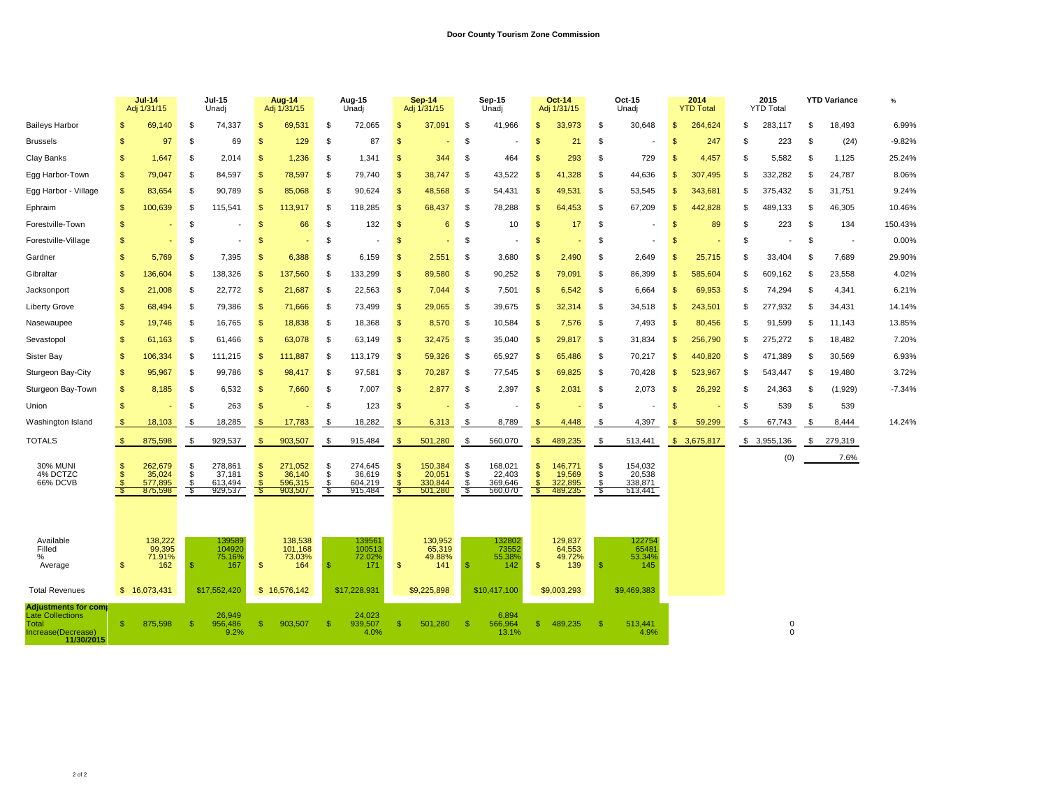**Door County Tourism Zone Commission**

| | Jul-14 Adj 1/31/15 | Jul-15 Unadj | Aug-14 Adj 1/31/15 | Aug-15 Unadj | Sep-14 Adj 1/31/15 | Sep-15 Unadj | Oct-14 Adj 1/31/15 | Oct-15 Unadj | 2014 YTD Total | 2015 YTD Total | YTD Variance | % |
|---|---|---|---|---|---|---|---|---|---|---|---|---|
| Baileys Harbor | $ 69,140 | $ 74,337 | $ 69,531 | $ 72,065 | $ 37,091 | $ 41,966 | $ 33,973 | $ 30,648 | $ 264,624 | $ 283,117 | $ 18,493 | 6.99% |
| Brussels | $ 97 | $ 69 | $ 129 | $ 87 | $ - | $ - | $ 21 | $ - | $ 247 | $ 223 | $ (24) | -9.82% |
| Clay Banks | $ 1,647 | $ 2,014 | $ 1,236 | $ 1,341 | $ 344 | $ 464 | $ 293 | $ 729 | $ 4,457 | $ 5,582 | $ 1,125 | 25.24% |
| Egg Harbor-Town | $ 79,047 | $ 84,597 | $ 78,597 | $ 79,740 | $ 38,747 | $ 43,522 | $ 41,328 | $ 44,636 | $ 307,495 | $ 332,282 | $ 24,787 | 8.06% |
| Egg Harbor - Village | $ 83,654 | $ 90,789 | $ 85,068 | $ 90,624 | $ 48,568 | $ 54,431 | $ 49,531 | $ 53,545 | $ 343,681 | $ 375,432 | $ 31,751 | 9.24% |
| Ephraim | $ 100,639 | $ 115,541 | $ 113,917 | $ 118,285 | $ 68,437 | $ 78,288 | $ 64,453 | $ 67,209 | $ 442,828 | $ 489,133 | $ 46,305 | 10.46% |
| Forestville-Town | $ - | $ - | $ 66 | $ 132 | $ 6 | $ 10 | $ 17 | $ - | $ 89 | $ 223 | $ 134 | 150.43% |
| Forestville-Village | $ - | $ - | $ - | $ - | $ - | $ - | $ - | $ - | $ - | $ - | $ - | 0.00% |
| Gardner | $ 5,769 | $ 7,395 | $ 6,388 | $ 6,159 | $ 2,551 | $ 3,680 | $ 2,490 | $ 2,649 | $ 25,715 | $ 33,404 | $ 7,689 | 29.90% |
| Gibraltar | $ 136,604 | $ 138,326 | $ 137,560 | $ 133,299 | $ 89,580 | $ 90,252 | $ 79,091 | $ 86,399 | $ 585,604 | $ 609,162 | $ 23,558 | 4.02% |
| Jacksonport | $ 21,008 | $ 22,772 | $ 21,687 | $ 22,563 | $ 7,044 | $ 7,501 | $ 6,542 | $ 6,664 | $ 69,953 | $ 74,294 | $ 4,341 | 6.21% |
| Liberty Grove | $ 68,494 | $ 79,386 | $ 71,666 | $ 73,499 | $ 29,065 | $ 39,675 | $ 32,314 | $ 34,518 | $ 243,501 | $ 277,932 | $ 34,431 | 14.14% |
| Nasewaupee | $ 19,746 | $ 16,765 | $ 18,838 | $ 18,368 | $ 8,570 | $ 10,584 | $ 7,576 | $ 7,493 | $ 80,456 | $ 91,599 | $ 11,143 | 13.85% |
| Sevastopol | $ 61,163 | $ 61,466 | $ 63,078 | $ 63,149 | $ 32,475 | $ 35,040 | $ 29,817 | $ 31,834 | $ 256,790 | $ 275,272 | $ 18,482 | 7.20% |
| Sister Bay | $ 106,334 | $ 111,215 | $ 111,887 | $ 113,179 | $ 59,326 | $ 65,927 | $ 65,486 | $ 70,217 | $ 440,820 | $ 471,389 | $ 30,569 | 6.93% |
| Sturgeon Bay-City | $ 95,967 | $ 99,786 | $ 98,417 | $ 97,581 | $ 70,287 | $ 77,545 | $ 69,825 | $ 70,428 | $ 523,967 | $ 543,447 | $ 19,480 | 3.72% |
| Sturgeon Bay-Town | $ 8,185 | $ 6,532 | $ 7,660 | $ 7,007 | $ 2,877 | $ 2,397 | $ 2,031 | $ 2,073 | $ 26,292 | $ 24,363 | $ (1,929) | -7.34% |
| Union | $ - | $ 263 | $ - | $ 123 | $ - | $ - | $ - | $ - | $ - | $ 539 | $ 539 | |
| Washington Island | $ 18,103 | $ 18,285 | $ 17,783 | $ 18,282 | $ 6,313 | $ 8,789 | $ 4,448 | $ 4,397 | $ 59,299 | $ 67,743 | $ 8,444 | 14.24% |
| TOTALS | $ 875,598 | $ 929,537 | $ 903,507 | $ 915,484 | $ 501,280 | $ 560,070 | $ 489,235 | $ 513,441 | $ 3,675,817 | $ 3,955,136 | $ 279,319 | |
| | | | | | | | | | | (0) | 7.6% | |
| 30% MUNI | $ 262,679 | $ 278,861 | $ 271,052 | $ 274,645 | $ 150,384 | $ 168,021 | $ 146,771 | $ 154,032 | | | | |
| 4% DCTZC | $ 35,024 | $ 37,181 | $ 36,140 | $ 36,619 | $ 20,051 | $ 22,403 | $ 19,569 | $ 20,538 | | | | |
| 66% DCVB | $ 577,895 | $ 613,494 | $ 596,315 | $ 604,219 | $ 330,844 | $ 369,646 | $ 322,895 | $ 338,871 | | | | |
| | $ 875,598 | $ 929,537 | $ 903,507 | $ 915,484 | $ 501,280 | $ 560,070 | $ 489,235 | $ 513,441 | | | | |
| Available | 138,222 | 139589 | 138,538 | 139561 | 130,952 | 132802 | 129,837 | 122754 | | | | |
| Filled | 99,395 | 104920 | 101,168 | 100513 | 65,319 | 73552 | 64,553 | 65481 | | | | |
| % | 71.91% | 75.16% | 73.03% | 72.02% | 49.88% | 55.38% | 49.72% | 53.34% | | | | |
| Average | $ 162 | $ 167 | $ 164 | $ 171 | $ 141 | $ 142 | $ 139 | $ 145 | | | | |
| Total Revenues | $ 16,073,431 | $17,552,420 | $ 16,576,142 | $17,228,931 | $9,225,898 | $10,417,100 | $9,003,293 | $9,469,383 | | | | |
| **Adjustments for comp** | | | | | | | | | | | | |
| Late Collections | | 26,949 | | 24,023 | | 6,894 | | | | | | |
| Total | $ 875,598 | $ 956,486 | $ 903,507 | $ 939,507 | $ 501,280 | $ 566,964 | $ 489,235 | $ 513,441 | | 0 | | |
| Increase(Decrease) % | | 9.2% | | 4.0% | | 13.1% | | 4.9% | | 0 | | |
| **11/30/2015** | | | | | | | | | | | | |